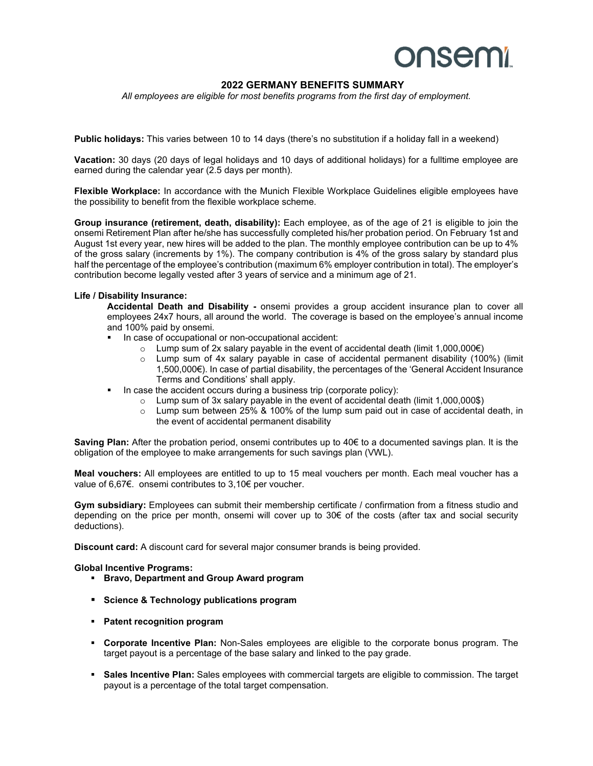onsemi

# 2022 GERMANY BENEFITS SUMMARY

*All employees are eligible for most benefits programs from the first day of employment.*

**Public holidays:** This varies between 10 to 14 days (there's no substitution if a holiday fall in a weekend)

**Vacation:** 30 days (20 days of legal holidays and 10 days of additional holidays) for a fulltime employee are earned during the calendar year (2.5 days per month).

**Flexible Workplace:** In accordance with the Munich Flexible Workplace Guidelines eligible employees have the possibility to benefit from the flexible workplace scheme.

**Group insurance (retirement, death, disability):** Each employee, as of the age of 21 is eligible to join the onsemi Retirement Plan after he/she has successfully completed his/her probation period. On February 1st and August 1st every year, new hires will be added to the plan. The monthly employee contribution can be up to 4% of the gross salary (increments by 1%). The company contribution is 4% of the gross salary by standard plus half the percentage of the employee's contribution (maximum 6% employer contribution in total). The employer's contribution become legally vested after 3 years of service and a minimum age of 21.

**Life / Disability Insurance:**

**Accidental Death and Disability -** onsemi provides a group accident insurance plan to cover all employees 24x7 hours, all around the world. The coverage is based on the employee's annual income and 100% paid by onsemi.

- In case of occupational or non-occupational accident:
  - Lump sum of 2x salary payable in the event of accidental death (limit 1,000,000€)
  - Lump sum of 4x salary payable in case of accidental permanent disability (100%) (limit 1,500,000€). In case of partial disability, the percentages of the 'General Accident Insurance Terms and Conditions' shall apply.
- In case the accident occurs during a business trip (corporate policy):
  - Lump sum of 3x salary payable in the event of accidental death (limit 1,000,000$)
  - Lump sum between 25% & 100% of the lump sum paid out in case of accidental death, in the event of accidental permanent disability

**Saving Plan:** After the probation period, onsemi contributes up to 40€ to a documented savings plan. It is the obligation of the employee to make arrangements for such savings plan (VWL).

**Meal vouchers:** All employees are entitled to up to 15 meal vouchers per month. Each meal voucher has a value of 6,67€. onsemi contributes to 3,10€ per voucher.

**Gym subsidiary:** Employees can submit their membership certificate / confirmation from a fitness studio and depending on the price per month, onsemi will cover up to 30€ of the costs (after tax and social security deductions).

**Discount card:** A discount card for several major consumer brands is being provided.

**Global Incentive Programs:**

- **Bravo, Department and Group Award program**
- **Science & Technology publications program**
- **Patent recognition program**
- **Corporate Incentive Plan:** Non-Sales employees are eligible to the corporate bonus program. The target payout is a percentage of the base salary and linked to the pay grade.
- **Sales Incentive Plan:** Sales employees with commercial targets are eligible to commission. The target payout is a percentage of the total target compensation.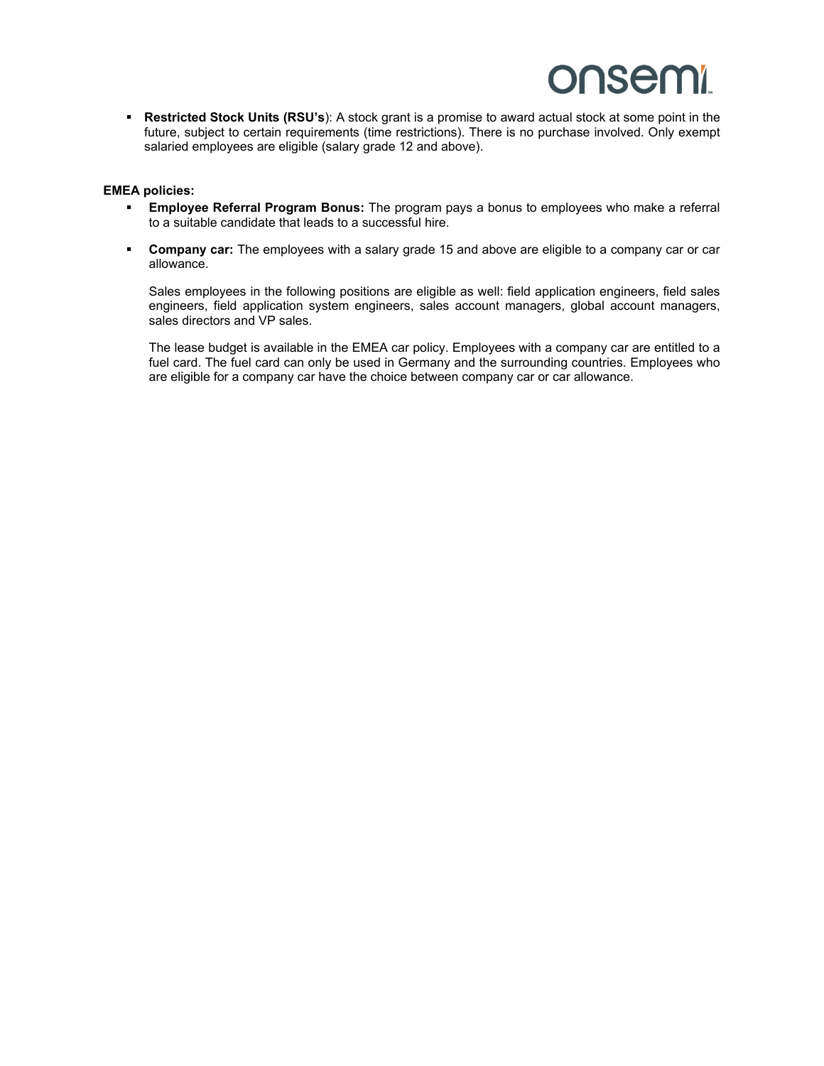- **Restricted Stock Units (RSU's**): A stock grant is a promise to award actual stock at some point in the future, subject to certain requirements (time restrictions). There is no purchase involved. Only exempt salaried employees are eligible (salary grade 12 and above).

**EMEA policies:**

- **Employee Referral Program Bonus:** The program pays a bonus to employees who make a referral to a suitable candidate that leads to a successful hire.

- **Company car:** The employees with a salary grade 15 and above are eligible to a company car or car allowance.

  Sales employees in the following positions are eligible as well: field application engineers, field sales engineers, field application system engineers, sales account managers, global account managers, sales directors and VP sales.

  The lease budget is available in the EMEA car policy. Employees with a company car are entitled to a fuel card. The fuel card can only be used in Germany and the surrounding countries. Employees who are eligible for a company car have the choice between company car or car allowance.